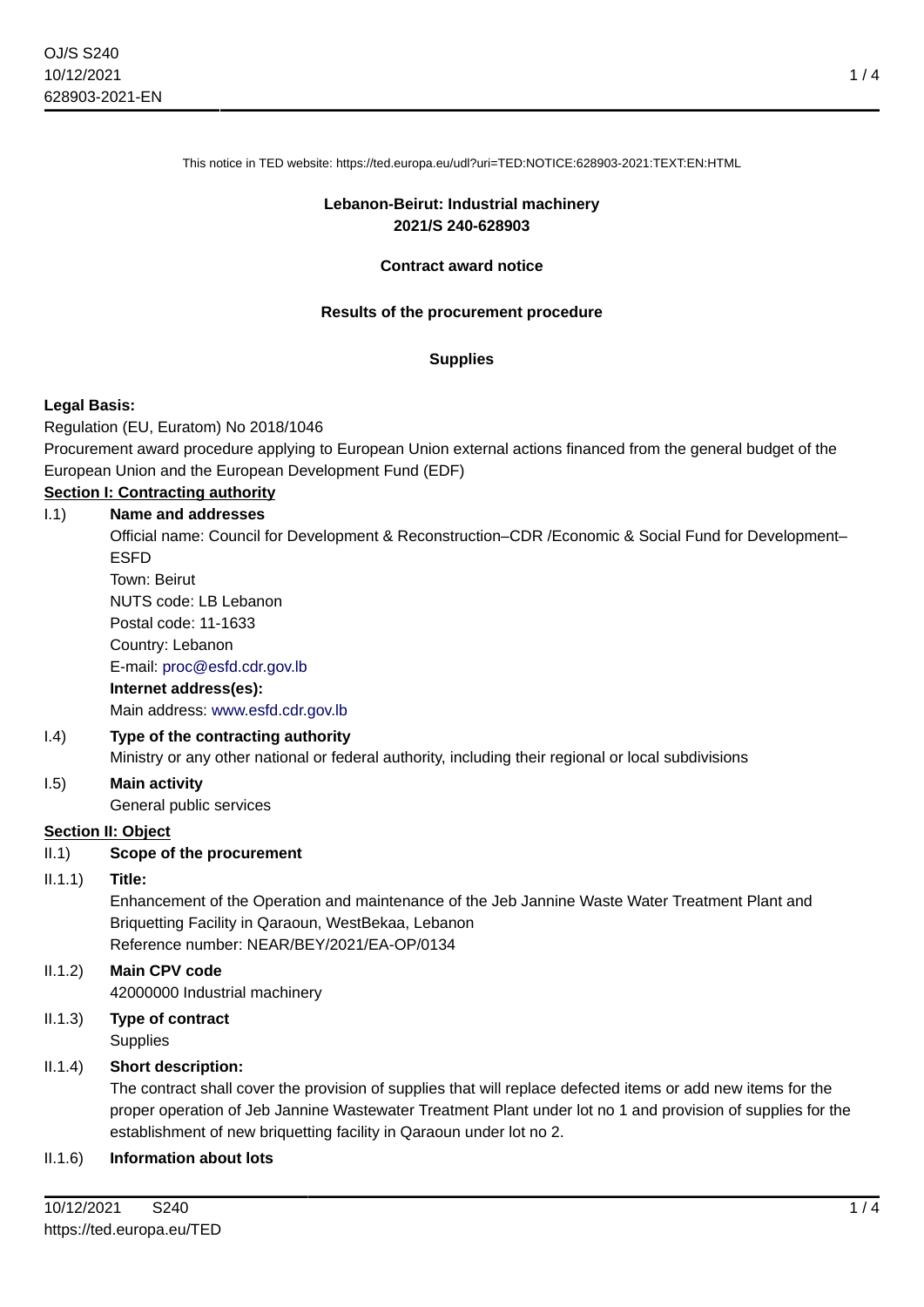This notice in TED website: https://ted.europa.eu/udl?uri=TED:NOTICE:628903-2021:TEXT:EN:HTML

**Lebanon-Beirut: Industrial machinery**
**2021/S 240-628903**

**Contract award notice**

**Results of the procurement procedure**

**Supplies**

**Legal Basis:**

Regulation (EU, Euratom) No 2018/1046

Procurement award procedure applying to European Union external actions financed from the general budget of the European Union and the European Development Fund (EDF)

## Section I: Contracting authority

I.1) **Name and addresses**

Official name: Council for Development & Reconstruction–CDR /Economic & Social Fund for Development–ESFD
Town: Beirut
NUTS code: LB Lebanon
Postal code: 11-1633
Country: Lebanon
E-mail: proc@esfd.cdr.gov.lb

**Internet address(es):**

Main address: www.esfd.cdr.gov.lb

I.4) **Type of the contracting authority**

Ministry or any other national or federal authority, including their regional or local subdivisions

I.5) **Main activity**

General public services

## Section II: Object

II.1) **Scope of the procurement**

II.1.1) **Title:**

Enhancement of the Operation and maintenance of the Jeb Jannine Waste Water Treatment Plant and Briquetting Facility in Qaraoun, WestBekaa, Lebanon
Reference number: NEAR/BEY/2021/EA-OP/0134

II.1.2) **Main CPV code**

42000000 Industrial machinery

II.1.3) **Type of contract**

Supplies

II.1.4) **Short description:**

The contract shall cover the provision of supplies that will replace defected items or add new items for the proper operation of Jeb Jannine Wastewater Treatment Plant under lot no 1 and provision of supplies for the establishment of new briquetting facility in Qaraoun under lot no 2.

II.1.6) **Information about lots**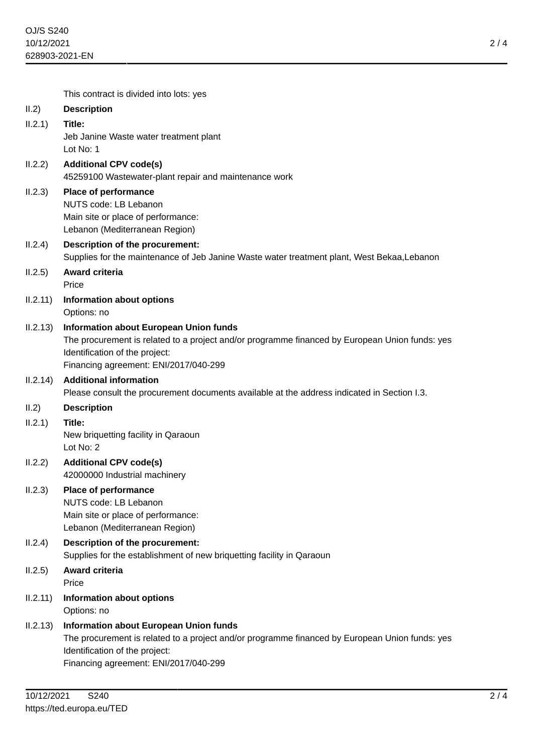This contract is divided into lots: yes

II.2) **Description**

II.2.1) **Title:**
Jeb Janine Waste water treatment plant
Lot No: 1

II.2.2) **Additional CPV code(s)**
45259100 Wastewater-plant repair and maintenance work

II.2.3) **Place of performance**
NUTS code: LB Lebanon
Main site or place of performance:
Lebanon (Mediterranean Region)

II.2.4) **Description of the procurement:**
Supplies for the maintenance of Jeb Janine Waste water treatment plant, West Bekaa,Lebanon

II.2.5) **Award criteria**
Price

II.2.11) **Information about options**
Options: no

II.2.13) **Information about European Union funds**
The procurement is related to a project and/or programme financed by European Union funds: yes
Identification of the project:
Financing agreement: ENI/2017/040-299

II.2.14) **Additional information**
Please consult the procurement documents available at the address indicated in Section I.3.

II.2) **Description**

II.2.1) **Title:**
New briquetting facility in Qaraoun
Lot No: 2

II.2.2) **Additional CPV code(s)**
42000000 Industrial machinery

II.2.3) **Place of performance**
NUTS code: LB Lebanon
Main site or place of performance:
Lebanon (Mediterranean Region)

II.2.4) **Description of the procurement:**
Supplies for the establishment of new briquetting facility in Qaraoun

II.2.5) **Award criteria**
Price

II.2.11) **Information about options**
Options: no

II.2.13) **Information about European Union funds**
The procurement is related to a project and/or programme financed by European Union funds: yes
Identification of the project:
Financing agreement: ENI/2017/040-299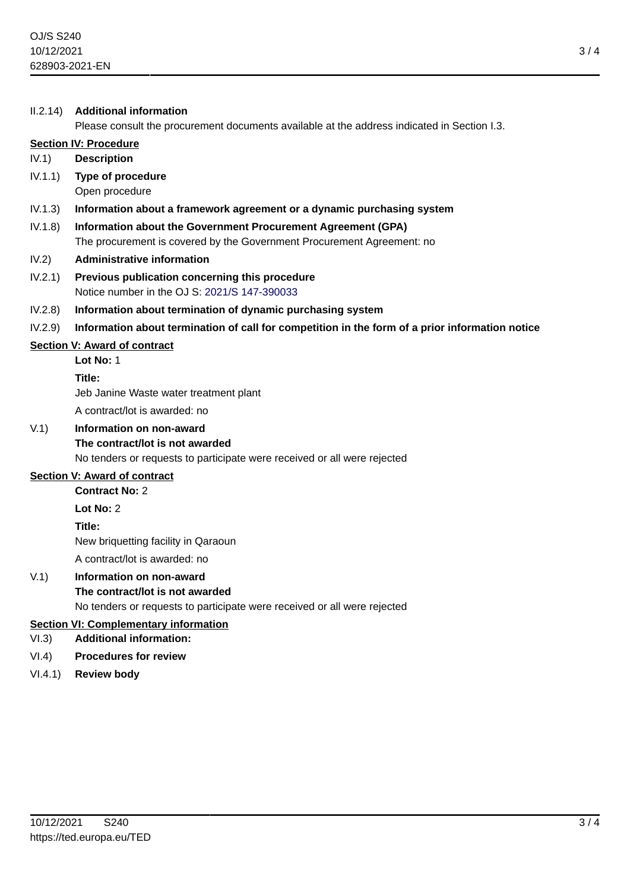II.2.14) **Additional information**

Please consult the procurement documents available at the address indicated in Section I.3.

## Section IV: Procedure

IV.1) **Description**

IV.1.1) **Type of procedure**

Open procedure

IV.1.3) **Information about a framework agreement or a dynamic purchasing system**

IV.1.8) **Information about the Government Procurement Agreement (GPA)**

The procurement is covered by the Government Procurement Agreement: no

IV.2) **Administrative information**

IV.2.1) **Previous publication concerning this procedure**

Notice number in the OJ S: 2021/S 147-390033

IV.2.8) **Information about termination of dynamic purchasing system**

IV.2.9) **Information about termination of call for competition in the form of a prior information notice**

## Section V: Award of contract

**Lot No:** 1

**Title:**

Jeb Janine Waste water treatment plant

A contract/lot is awarded: no

V.1) **Information on non-award**

**The contract/lot is not awarded**

No tenders or requests to participate were received or all were rejected

## Section V: Award of contract

**Contract No:** 2

**Lot No:** 2

**Title:**

New briquetting facility in Qaraoun

A contract/lot is awarded: no

V.1) **Information on non-award**

**The contract/lot is not awarded**

No tenders or requests to participate were received or all were rejected

## Section VI: Complementary information

VI.3) **Additional information:**

VI.4) **Procedures for review**

VI.4.1) **Review body**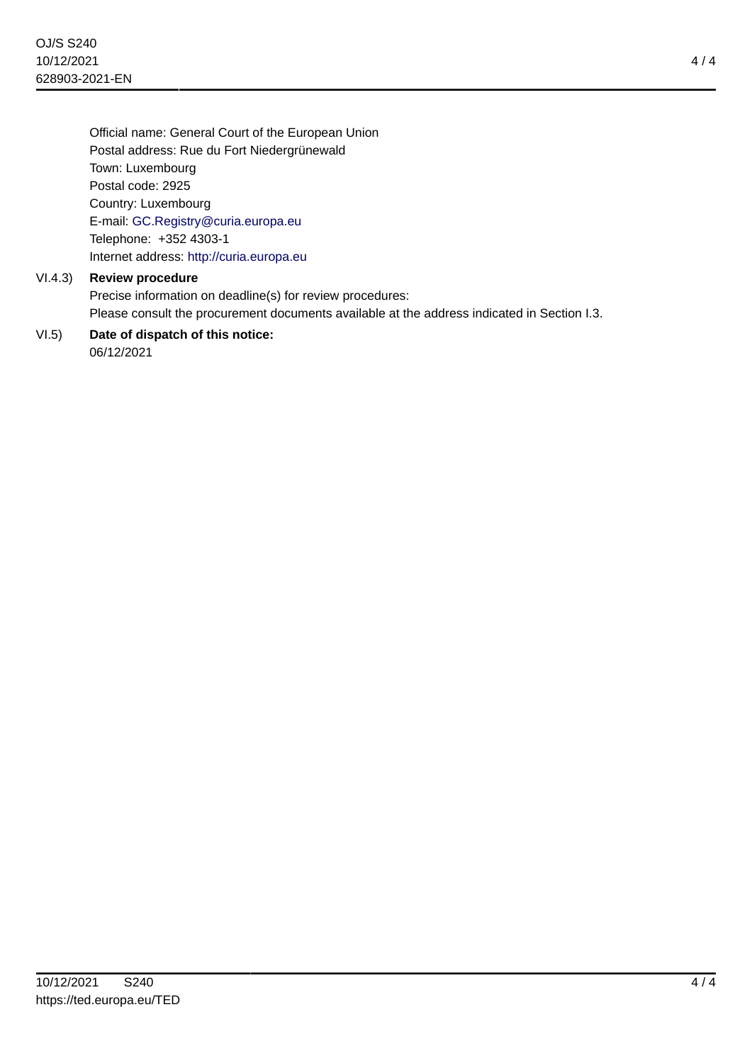Official name: General Court of the European Union
Postal address: Rue du Fort Niedergrünewald
Town: Luxembourg
Postal code: 2925
Country: Luxembourg
E-mail: GC.Registry@curia.europa.eu
Telephone: +352 4303-1
Internet address: http://curia.europa.eu

VI.4.3) **Review procedure**

Precise information on deadline(s) for review procedures:
Please consult the procurement documents available at the address indicated in Section I.3.

VI.5) **Date of dispatch of this notice:**

06/12/2021